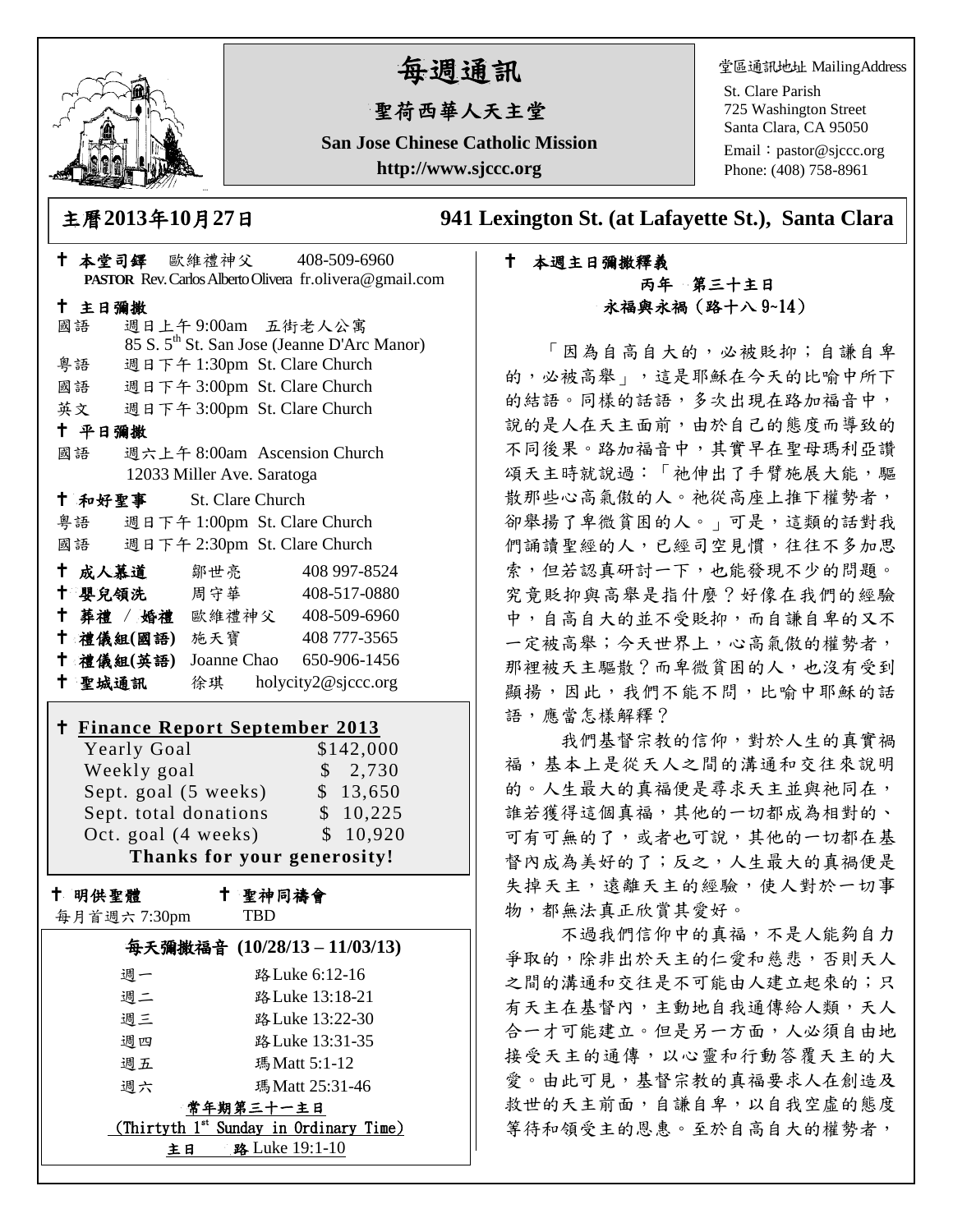# 每週通訊

## 聖荷西華人天主堂

**San Jose Chinese Catholic Mission**

**http://www.sjccc.org**

堂區通訊地址 MailingAddress
St. Clare Parish
725 Washington Street
Santa Clara, CA 95050
Email：pastor@sjccc.org
Phone: (408) 758-8961

**主曆2013年10月27日** **941 Lexington St. (at Lafayette St.), Santa Clara**

† **本堂司鐸** 歐維禮神父 408-509-6960
**PASTOR** Rev. Carlos Alberto Olivera fr.olivera@gmail.com

† **主日彌撒**
國語 週日上午 9:00am 五街老人公寓
85 S. 5th St. San Jose (Jeanne D'Arc Manor)
粵語 週日下午 1:30pm St. Clare Church
國語 週日下午 3:00pm St. Clare Church
英文 週日下午 3:00pm St. Clare Church

† **平日彌撒**
國語 週六上午 8:00am Ascension Church
12033 Miller Ave. Saratoga

† **和好聖事** St. Clare Church
粵語 週日下午 1:00pm St. Clare Church
國語 週日下午 2:30pm St. Clare Church

† **成人慕道** 鄒世亮 408 997-8524
† **嬰兒領洗** 周守華 408-517-0880
† **葬禮 / 婚禮** 歐維禮神父 408-509-6960
† **禮儀組(國語)** 施天寶 408 777-3565
† **禮儀組(英語)** Joanne Chao 650-906-1456
† **聖城通訊** 徐琪 holycity2@sjccc.org

† **Finance Report September 2013**

| | |
|---|---|
| Yearly Goal | $142,000 |
| Weekly goal | $ 2,730 |
| Sept. goal (5 weeks) | $ 13,650 |
| Sept. total donations | $ 10,225 |
| Oct. goal (4 weeks) | $ 10,920 |

**Thanks for your generosity!**

† **明供聖體** 每月首週六 7:30pm
† **聖神同禱會** TBD

**每天彌撒福音 (10/28/13 – 11/03/13)**

| | |
|---|---|
| 週一 | 路Luke 6:12-16 |
| 週二 | 路Luke 13:18-21 |
| 週三 | 路Luke 13:22-30 |
| 週四 | 路Luke 13:31-35 |
| 週五 | 瑪Matt 5:1-12 |
| 週六 | 瑪Matt 25:31-46 |

**常年期第三十一主日**
(Thirtyth 1st Sunday in Ordinary Time)
**主日 路** Luke 19:1-10

† **本週主日彌撒釋義**

**丙年 第三十主日**
**永福與永禍（路十八 9~14）**

「因為自高自大的，必被貶抑；自謙自卑的，必被高舉」，這是耶穌在今天的比喻中所下的結語。同樣的話語，多次出現在路加福音中，說的是人在天主面前，由於自己的態度而導致的不同後果。路加福音中，其實早在聖母瑪利亞讚頌天主時就說過：「祂伸出了手臂施展大能，驅散那些心高氣傲的人。祂從高座上推下權勢者，卻舉揚了卑微貧困的人。」可是，這類的話對我們誦讀聖經的人，已經司空見慣，往往不多加思索，但若認真研討一下，也能發現不少的問題。究竟貶抑與高舉是指什麼？好像在我們的經驗中，自高自大的並不受貶抑，而自謙自卑的又不一定被高舉；今天世界上，心高氣傲的權勢者，那裡被天主驅散？而卑微貧困的人，也沒有受到顯揚，因此，我們不能不問，比喻中耶穌的話語，應當怎樣解釋？

我們基督宗教的信仰，對於人生的真實禍福，基本上是從天人之間的溝通和交往來說明的。人生最大的真福便是尋求天主並與祂同在，誰若獲得這個真福，其他的一切都成為相對的、可有可無的了，或者也可說，其他的一切都在基督內成為美好的了；反之，人生最大的真禍便是失掉天主，遠離天主的經驗，使人對於一切事物，都無法真正欣賞其愛好。

不過我們信仰中的真福，不是人能夠自力爭取的，除非出於天主的仁愛和慈悲，否則天人之間的溝通和交往是不可能由人建立起來的；只有天主在基督內，主動地自我通傳給人類，天人合一才可能建立。但是另一方面，人必須自由地接受天主的通傳，以心靈和行動答覆天主的大愛。由此可見，基督宗教的真福要求人在創造及救世的天主前面，自謙自卑，以自我空虛的態度等待和領受主的恩惠。至於自高自大的權勢者，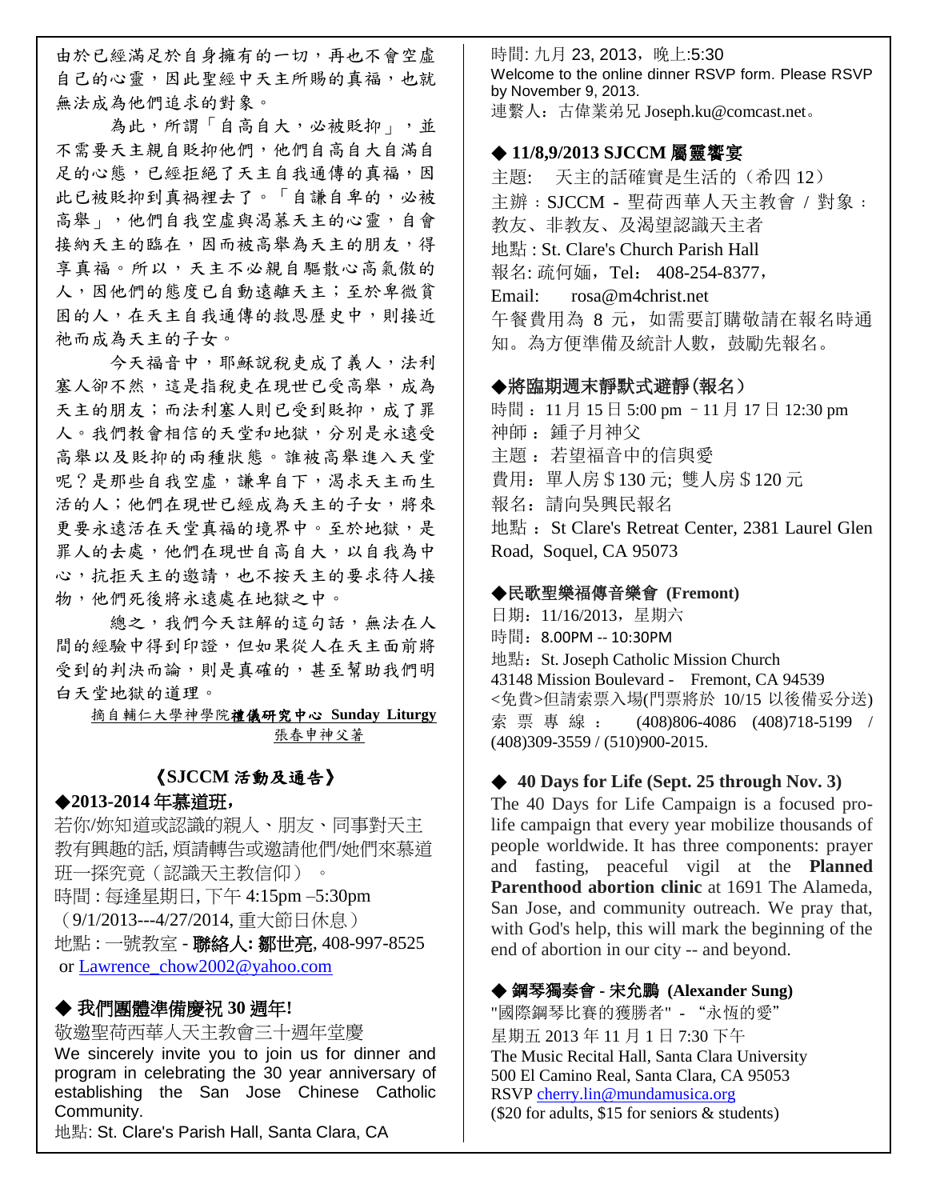由於已經滿足於自身擁有的一切，再也不會空虛自己的心靈，因此聖經中天主所賜的真福，也就無法成為他們追求的對象。

為此，所謂「自高自大，必被貶抑」，並不需要天主親自貶抑他們，他們自高自大自滿自足的心態，已經拒絕了天主自我通傳的真福，因此已被貶抑到真禍裡去了。「自謙自卑的，必被高舉」，他們自我空虛與渴慕天主的心靈，自會接納天主的臨在，因而被高舉為天主的朋友，得享真福。所以，天主不必親自驅散心高氣傲的人，因他們的態度已自動遠離天主；至於卑微貧困的人，在天主自我通傳的救恩歷史中，則接近祂而成為天主的子女。

今天福音中，耶穌說稅吏成了義人，法利塞人卻不然，這是指稅吏在現世已受高舉，成為天主的朋友；而法利塞人則已受到貶抑，成了罪人。我們教會相信的天堂和地獄，分別是永遠受高舉以及貶抑的兩種狀態。誰被高舉進入天堂呢？是那些自我空虛，謙卑自下，渴求天主而生活的人；他們在現世已經成為天主的子女，將來更要永遠活在天堂真福的境界中。至於地獄，是罪人的去處，他們在現世自高自大，以自我為中心，抗拒天主的邀請，也不按天主的要求待人接物，他們死後將永遠處在地獄之中。

總之，我們今天註解的這句話，無法在人間的經驗中得到印證，但如果從人在天主面前將受到的判決而論，則是真確的，甚至幫助我們明白天堂地獄的道理。

摘自輔仁大學神學院**禮儀研究中心 Sunday Liturgy**
張春申神父著

## 《SJCCM 活動及通告》

### ◆2013-2014 年慕道班，

若你/妳知道或認識的親人、朋友、同事對天主教有興趣的話，煩請轉告或邀請他們/她們來慕道班一探究竟（認識天主教信仰）。
時間 : 每逢星期日, 下午 4:15pm –5:30pm
（9/1/2013---4/27/2014, 重大節日休息）
地點 : 一號教室 - **聯絡人: 鄒世亮**, 408-997-8525 or Lawrence_chow2002@yahoo.com

### ◆ 我們團體準備慶祝 30 週年!

敬邀聖荷西華人天主教會三十週年堂慶
We sincerely invite you to join us for dinner and program in celebrating the 30 year anniversary of establishing the San Jose Chinese Catholic Community.
地點: St. Clare's Parish Hall, Santa Clara, CA
時間: 九月 23, 2013，晚上:5:30
Welcome to the online dinner RSVP form. Please RSVP by November 9, 2013.
連繫人：古偉業弟兄 Joseph.ku@comcast.net。

### ◆ 11/8,9/2013 SJCCM 屬靈饗宴

主題:　天主的話確實是生活的（希四 12）
主辦：SJCCM - 聖荷西華人天主教會 / 對象：教友、非教友、及渴望認識天主者
地點 : St. Clare's Church Parish Hall
報名: 疏何婳，Tel： 408-254-8377，
Email:　rosa@m4christ.net
午餐費用為 8 元，如需要訂購敬請在報名時通知。為方便準備及統計人數，鼓勵先報名。

### ◆將臨期週末靜默式避靜(報名)

時間：11 月 15 日 5:00 pm －11 月 17 日 12:30 pm
神師：鍾子月神父
主題：若望福音中的信與愛
費用：單人房＄130 元; 雙人房＄120 元
報名：請向吳興民報名
地點：St Clare's Retreat Center, 2381 Laurel Glen Road, Soquel, CA 95073

### ◆民歌聖樂福傳音樂會 (Fremont)

日期：11/16/2013，星期六
時間：8.00PM -- 10:30PM
地點：St. Joseph Catholic Mission Church
43148 Mission Boulevard - Fremont, CA 94539
<免費>但請索票入場(門票將於 10/15 以後備妥分送)
索票專線：(408)806-4086 (408)718-5199 / (408)309-3559 / (510)900-2015.

### ◆ 40 Days for Life (Sept. 25 through Nov. 3)

The 40 Days for Life Campaign is a focused pro-life campaign that every year mobilize thousands of people worldwide. It has three components: prayer and fasting, peaceful vigil at the **Planned Parenthood abortion clinic** at 1691 The Alameda, San Jose, and community outreach. We pray that, with God's help, this will mark the beginning of the end of abortion in our city -- and beyond.

### ◆ 鋼琴獨奏會 - 宋允鵬 (Alexander Sung)

"國際鋼琴比賽的獲勝者" - “永恆的愛”
星期五 2013 年 11 月 1 日 7:30 下午
The Music Recital Hall, Santa Clara University
500 El Camino Real, Santa Clara, CA 95053
RSVP cherry.lin@mundamusica.org
($20 for adults, $15 for seniors & students)